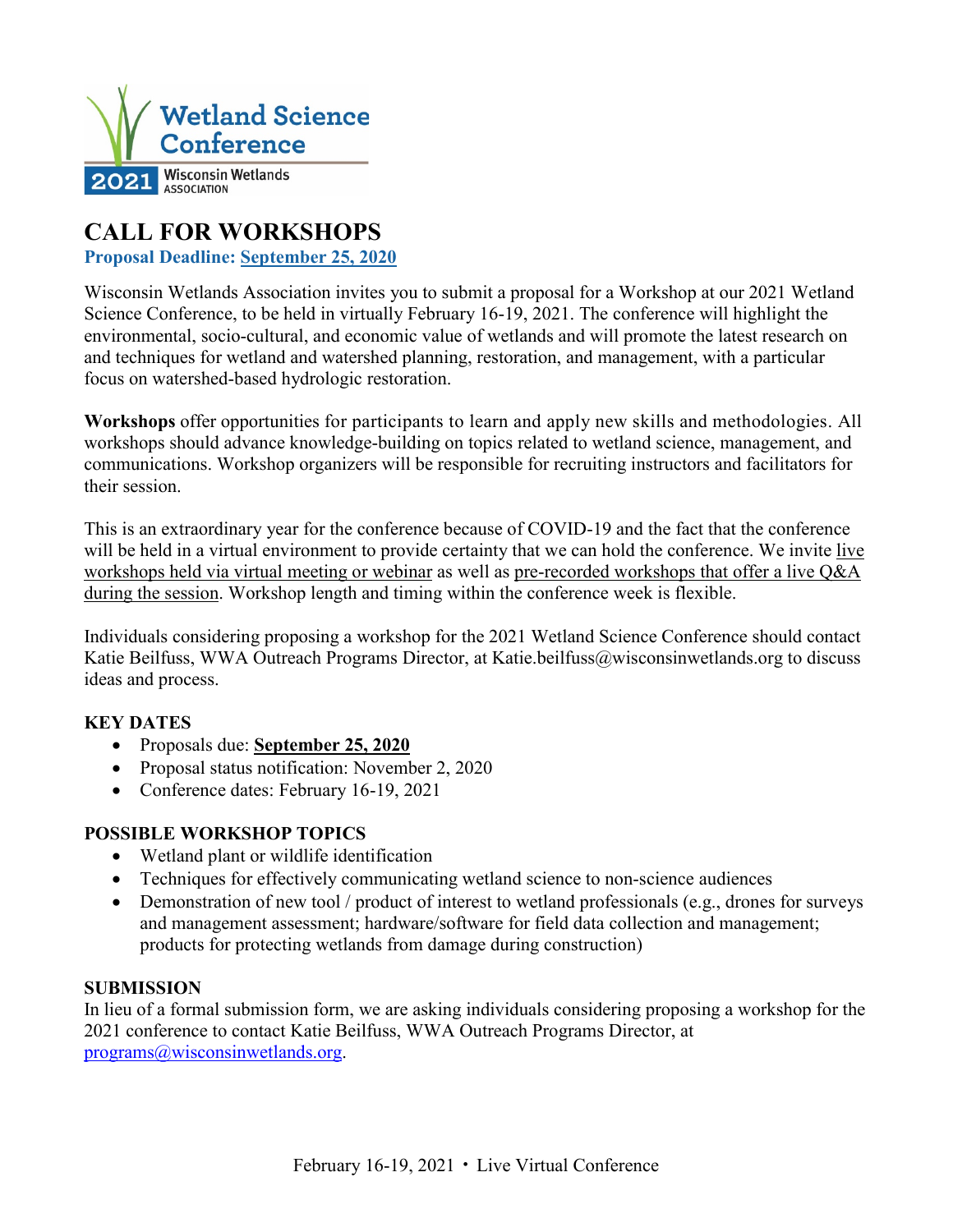Wetland Science Conference

2021 Wisconsin Wetlands ASSOCIATION

# CALL FOR WORKSHOPS

**Proposal Deadline: September 25, 2020**

Wisconsin Wetlands Association invites you to submit a proposal for a Workshop at our 2021 Wetland Science Conference, to be held in virtually February 16-19, 2021. The conference will highlight the environmental, socio-cultural, and economic value of wetlands and will promote the latest research on and techniques for wetland and watershed planning, restoration, and management, with a particular focus on watershed-based hydrologic restoration.

**Workshops** offer opportunities for participants to learn and apply new skills and methodologies. All workshops should advance knowledge-building on topics related to wetland science, management, and communications. Workshop organizers will be responsible for recruiting instructors and facilitators for their session.

This is an extraordinary year for the conference because of COVID-19 and the fact that the conference will be held in a virtual environment to provide certainty that we can hold the conference. We invite live workshops held via virtual meeting or webinar as well as pre-recorded workshops that offer a live Q&A during the session. Workshop length and timing within the conference week is flexible.

Individuals considering proposing a workshop for the 2021 Wetland Science Conference should contact Katie Beilfuss, WWA Outreach Programs Director, at Katie.beilfuss@wisconsinwetlands.org to discuss ideas and process.

## KEY DATES

- Proposals due: **September 25, 2020**
- Proposal status notification: November 2, 2020
- Conference dates: February 16-19, 2021

## POSSIBLE WORKSHOP TOPICS

- Wetland plant or wildlife identification
- Techniques for effectively communicating wetland science to non-science audiences
- Demonstration of new tool / product of interest to wetland professionals (e.g., drones for surveys and management assessment; hardware/software for field data collection and management; products for protecting wetlands from damage during construction)

## SUBMISSION

In lieu of a formal submission form, we are asking individuals considering proposing a workshop for the 2021 conference to contact Katie Beilfuss, WWA Outreach Programs Director, at programs@wisconsinwetlands.org.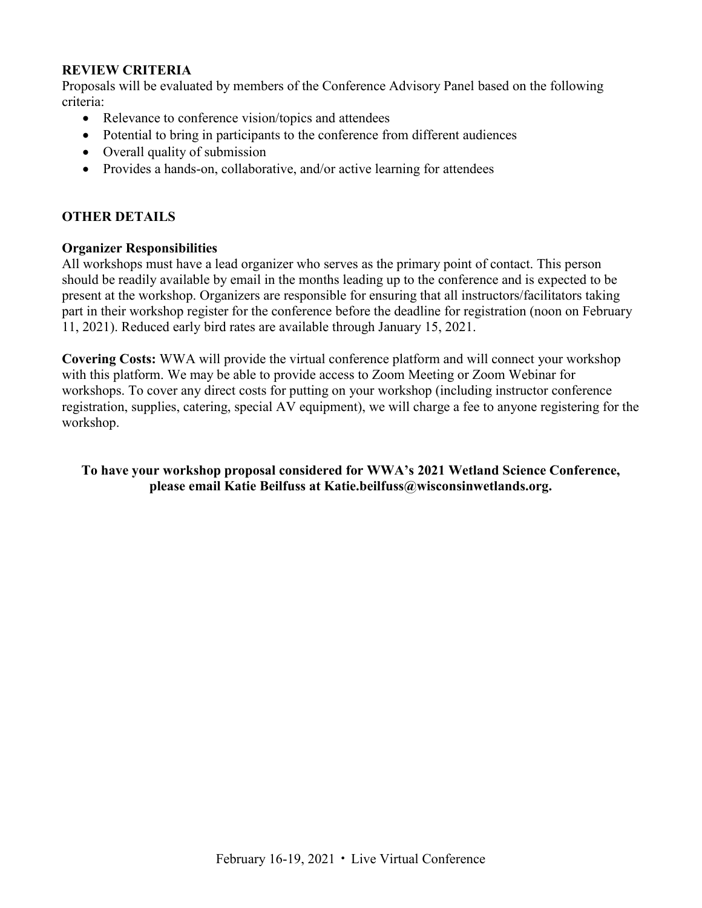## REVIEW CRITERIA

Proposals will be evaluated by members of the Conference Advisory Panel based on the following criteria:

- Relevance to conference vision/topics and attendees
- Potential to bring in participants to the conference from different audiences
- Overall quality of submission
- Provides a hands-on, collaborative, and/or active learning for attendees

## OTHER DETAILS

### Organizer Responsibilities

All workshops must have a lead organizer who serves as the primary point of contact. This person should be readily available by email in the months leading up to the conference and is expected to be present at the workshop. Organizers are responsible for ensuring that all instructors/facilitators taking part in their workshop register for the conference before the deadline for registration (noon on February 11, 2021). Reduced early bird rates are available through January 15, 2021.

**Covering Costs:** WWA will provide the virtual conference platform and will connect your workshop with this platform. We may be able to provide access to Zoom Meeting or Zoom Webinar for workshops. To cover any direct costs for putting on your workshop (including instructor conference registration, supplies, catering, special AV equipment), we will charge a fee to anyone registering for the workshop.

**To have your workshop proposal considered for WWA's 2021 Wetland Science Conference, please email Katie Beilfuss at Katie.beilfuss@wisconsinwetlands.org.**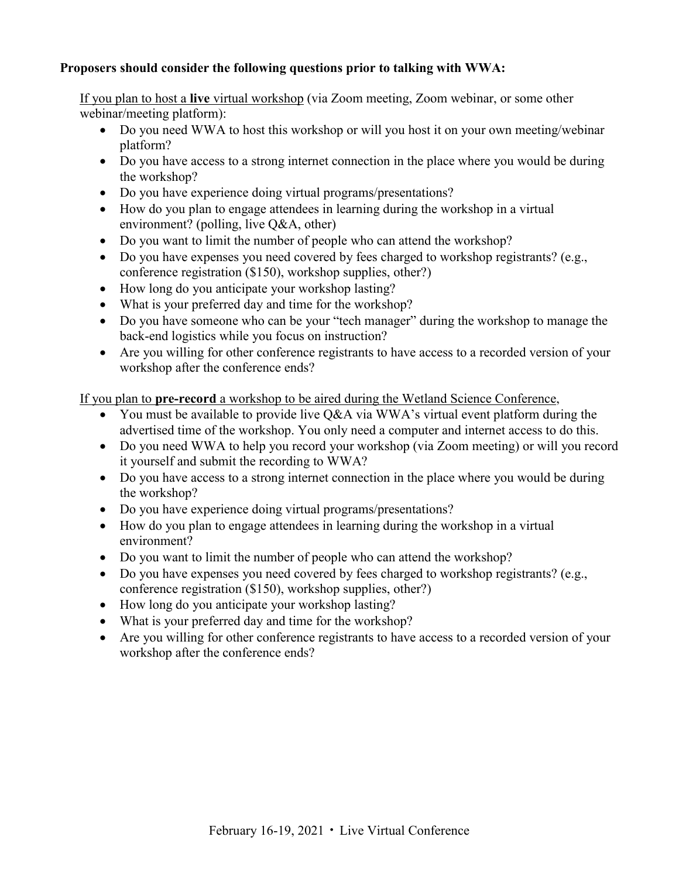**Proposers should consider the following questions prior to talking with WWA:**

If you plan to host a **live** virtual workshop (via Zoom meeting, Zoom webinar, or some other webinar/meeting platform):

- Do you need WWA to host this workshop or will you host it on your own meeting/webinar platform?
- Do you have access to a strong internet connection in the place where you would be during the workshop?
- Do you have experience doing virtual programs/presentations?
- How do you plan to engage attendees in learning during the workshop in a virtual environment? (polling, live Q&A, other)
- Do you want to limit the number of people who can attend the workshop?
- Do you have expenses you need covered by fees charged to workshop registrants? (e.g., conference registration ($150), workshop supplies, other?)
- How long do you anticipate your workshop lasting?
- What is your preferred day and time for the workshop?
- Do you have someone who can be your "tech manager" during the workshop to manage the back-end logistics while you focus on instruction?
- Are you willing for other conference registrants to have access to a recorded version of your workshop after the conference ends?

If you plan to **pre-record** a workshop to be aired during the Wetland Science Conference,

- You must be available to provide live Q&A via WWA's virtual event platform during the advertised time of the workshop. You only need a computer and internet access to do this.
- Do you need WWA to help you record your workshop (via Zoom meeting) or will you record it yourself and submit the recording to WWA?
- Do you have access to a strong internet connection in the place where you would be during the workshop?
- Do you have experience doing virtual programs/presentations?
- How do you plan to engage attendees in learning during the workshop in a virtual environment?
- Do you want to limit the number of people who can attend the workshop?
- Do you have expenses you need covered by fees charged to workshop registrants? (e.g., conference registration ($150), workshop supplies, other?)
- How long do you anticipate your workshop lasting?
- What is your preferred day and time for the workshop?
- Are you willing for other conference registrants to have access to a recorded version of your workshop after the conference ends?